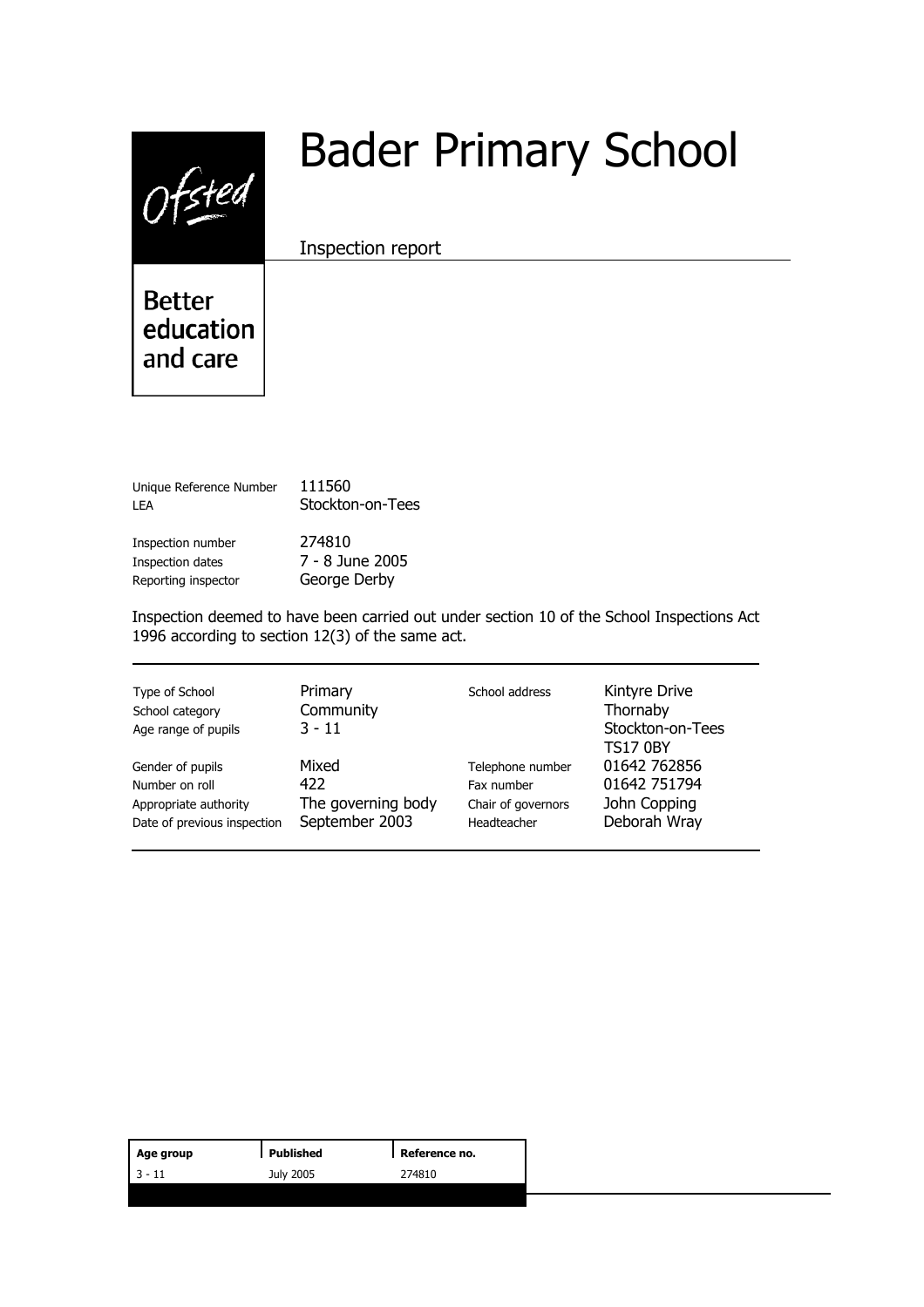Ofsted

Better education and care

# Bader Primary School

Inspection report

| | |
|---|---|
| Unique Reference Number | 111560 |
| LEA | Stockton-on-Tees |
| Inspection number | 274810 |
| Inspection dates | 7 - 8 June 2005 |
| Reporting inspector | George Derby |

Inspection deemed to have been carried out under section 10 of the School Inspections Act 1996 according to section 12(3) of the same act.

| | | | |
|---|---|---|---|
| Type of School | Primary | School address | Kintyre Drive |
| School category | Community | | Thornaby |
| Age range of pupils | 3 - 11 | | Stockton-on-Tees |
| | | | TS17 0BY |
| Gender of pupils | Mixed | Telephone number | 01642 762856 |
| Number on roll | 422 | Fax number | 01642 751794 |
| Appropriate authority | The governing body | Chair of governors | John Copping |
| Date of previous inspection | September 2003 | Headteacher | Deborah Wray |

| Age group | Published | Reference no. |
|---|---|---|
| 3 - 11 | July 2005 | 274810 |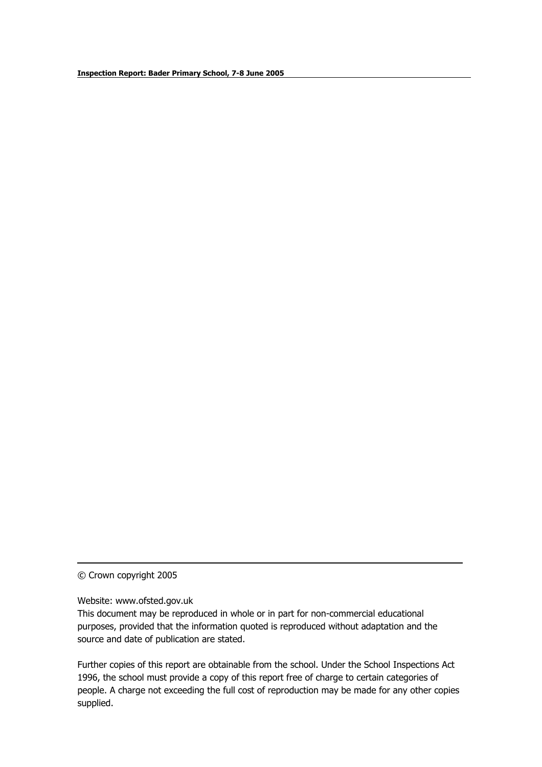© Crown copyright 2005

Website: www.ofsted.gov.uk

This document may be reproduced in whole or in part for non-commercial educational purposes, provided that the information quoted is reproduced without adaptation and the source and date of publication are stated.

Further copies of this report are obtainable from the school. Under the School Inspections Act 1996, the school must provide a copy of this report free of charge to certain categories of people. A charge not exceeding the full cost of reproduction may be made for any other copies supplied.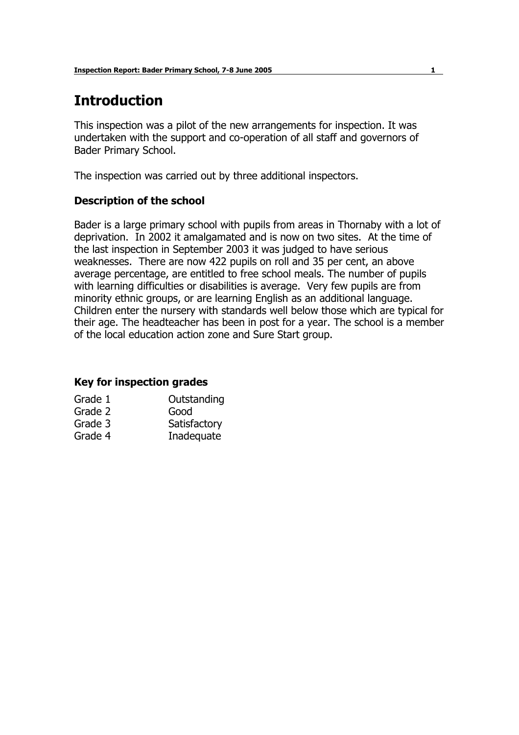# Introduction

This inspection was a pilot of the new arrangements for inspection. It was undertaken with the support and co-operation of all staff and governors of Bader Primary School.

The inspection was carried out by three additional inspectors.

### Description of the school

Bader is a large primary school with pupils from areas in Thornaby with a lot of deprivation. In 2002 it amalgamated and is now on two sites. At the time of the last inspection in September 2003 it was judged to have serious weaknesses. There are now 422 pupils on roll and 35 per cent, an above average percentage, are entitled to free school meals. The number of pupils with learning difficulties or disabilities is average. Very few pupils are from minority ethnic groups, or are learning English as an additional language. Children enter the nursery with standards well below those which are typical for their age. The headteacher has been in post for a year. The school is a member of the local education action zone and Sure Start group.

### Key for inspection grades

| | |
|---|---|
| Grade 1 | Outstanding |
| Grade 2 | Good |
| Grade 3 | Satisfactory |
| Grade 4 | Inadequate |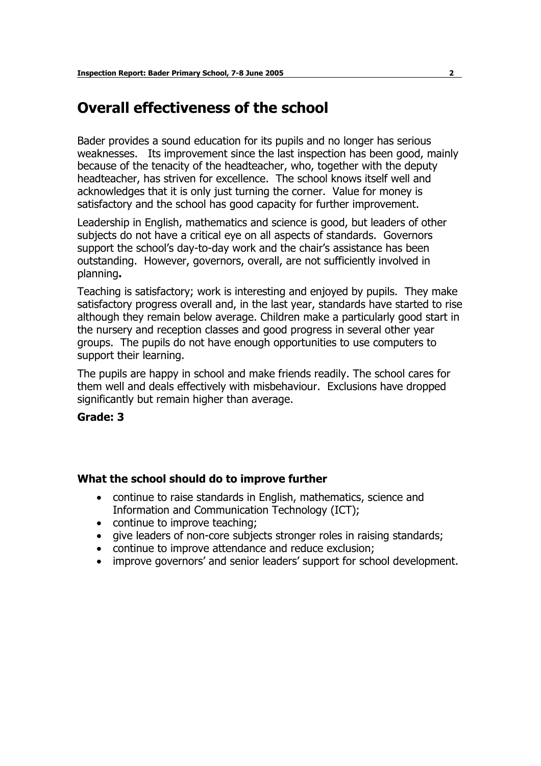# Overall effectiveness of the school

Bader provides a sound education for its pupils and no longer has serious weaknesses. Its improvement since the last inspection has been good, mainly because of the tenacity of the headteacher, who, together with the deputy headteacher, has striven for excellence. The school knows itself well and acknowledges that it is only just turning the corner. Value for money is satisfactory and the school has good capacity for further improvement.

Leadership in English, mathematics and science is good, but leaders of other subjects do not have a critical eye on all aspects of standards. Governors support the school's day-to-day work and the chair's assistance has been outstanding. However, governors, overall, are not sufficiently involved in planning**.**

Teaching is satisfactory; work is interesting and enjoyed by pupils. They make satisfactory progress overall and, in the last year, standards have started to rise although they remain below average. Children make a particularly good start in the nursery and reception classes and good progress in several other year groups. The pupils do not have enough opportunities to use computers to support their learning.

The pupils are happy in school and make friends readily. The school cares for them well and deals effectively with misbehaviour. Exclusions have dropped significantly but remain higher than average.

**Grade: 3**

### What the school should do to improve further

- continue to raise standards in English, mathematics, science and Information and Communication Technology (ICT);
- continue to improve teaching;
- give leaders of non-core subjects stronger roles in raising standards;
- continue to improve attendance and reduce exclusion;
- improve governors' and senior leaders' support for school development.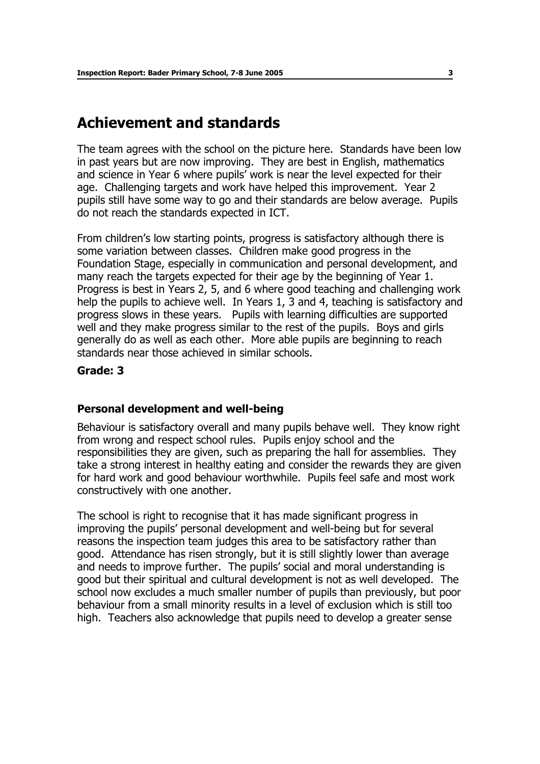# Achievement and standards

The team agrees with the school on the picture here. Standards have been low in past years but are now improving. They are best in English, mathematics and science in Year 6 where pupils' work is near the level expected for their age. Challenging targets and work have helped this improvement. Year 2 pupils still have some way to go and their standards are below average. Pupils do not reach the standards expected in ICT.

From children's low starting points, progress is satisfactory although there is some variation between classes. Children make good progress in the Foundation Stage, especially in communication and personal development, and many reach the targets expected for their age by the beginning of Year 1. Progress is best in Years 2, 5, and 6 where good teaching and challenging work help the pupils to achieve well. In Years 1, 3 and 4, teaching is satisfactory and progress slows in these years. Pupils with learning difficulties are supported well and they make progress similar to the rest of the pupils. Boys and girls generally do as well as each other. More able pupils are beginning to reach standards near those achieved in similar schools.

**Grade: 3**

### Personal development and well-being

Behaviour is satisfactory overall and many pupils behave well. They know right from wrong and respect school rules. Pupils enjoy school and the responsibilities they are given, such as preparing the hall for assemblies. They take a strong interest in healthy eating and consider the rewards they are given for hard work and good behaviour worthwhile. Pupils feel safe and most work constructively with one another.

The school is right to recognise that it has made significant progress in improving the pupils' personal development and well-being but for several reasons the inspection team judges this area to be satisfactory rather than good. Attendance has risen strongly, but it is still slightly lower than average and needs to improve further. The pupils' social and moral understanding is good but their spiritual and cultural development is not as well developed. The school now excludes a much smaller number of pupils than previously, but poor behaviour from a small minority results in a level of exclusion which is still too high. Teachers also acknowledge that pupils need to develop a greater sense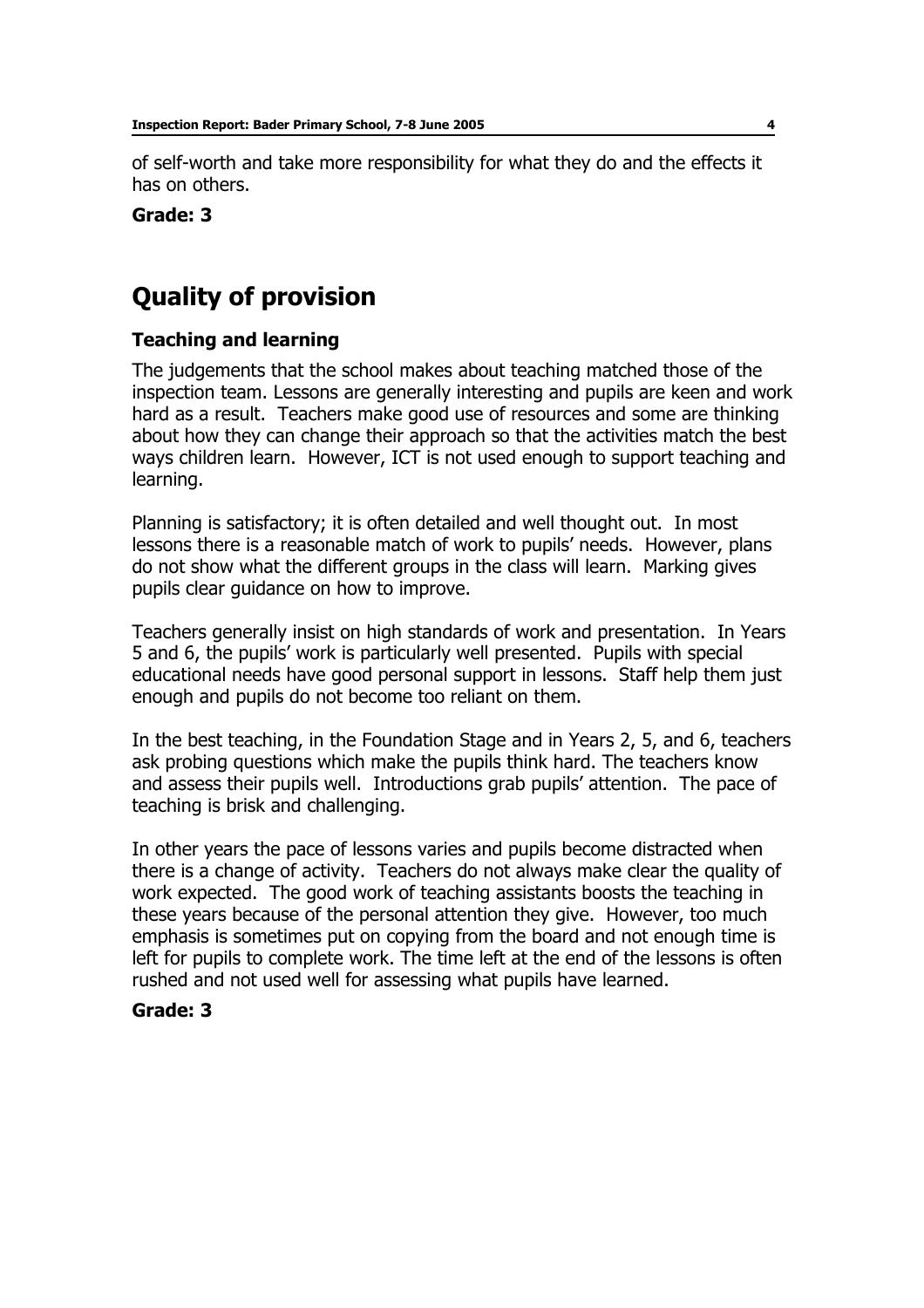of self-worth and take more responsibility for what they do and the effects it has on others.

**Grade: 3**

# Quality of provision

### Teaching and learning

The judgements that the school makes about teaching matched those of the inspection team. Lessons are generally interesting and pupils are keen and work hard as a result. Teachers make good use of resources and some are thinking about how they can change their approach so that the activities match the best ways children learn. However, ICT is not used enough to support teaching and learning.

Planning is satisfactory; it is often detailed and well thought out. In most lessons there is a reasonable match of work to pupils' needs. However, plans do not show what the different groups in the class will learn. Marking gives pupils clear guidance on how to improve.

Teachers generally insist on high standards of work and presentation. In Years 5 and 6, the pupils' work is particularly well presented. Pupils with special educational needs have good personal support in lessons. Staff help them just enough and pupils do not become too reliant on them.

In the best teaching, in the Foundation Stage and in Years 2, 5, and 6, teachers ask probing questions which make the pupils think hard. The teachers know and assess their pupils well. Introductions grab pupils' attention. The pace of teaching is brisk and challenging.

In other years the pace of lessons varies and pupils become distracted when there is a change of activity. Teachers do not always make clear the quality of work expected. The good work of teaching assistants boosts the teaching in these years because of the personal attention they give. However, too much emphasis is sometimes put on copying from the board and not enough time is left for pupils to complete work. The time left at the end of the lessons is often rushed and not used well for assessing what pupils have learned.

**Grade: 3**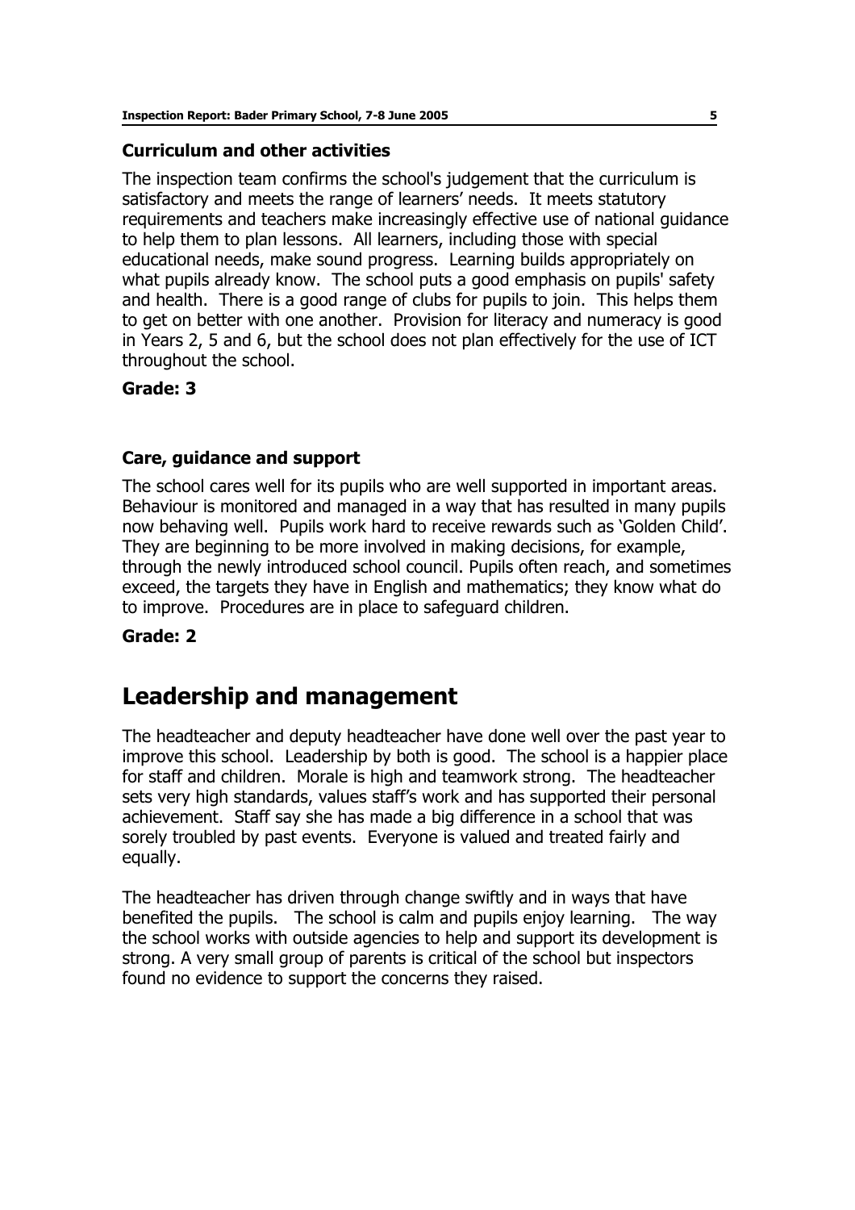### Curriculum and other activities

The inspection team confirms the school's judgement that the curriculum is satisfactory and meets the range of learners' needs. It meets statutory requirements and teachers make increasingly effective use of national guidance to help them to plan lessons. All learners, including those with special educational needs, make sound progress. Learning builds appropriately on what pupils already know. The school puts a good emphasis on pupils' safety and health. There is a good range of clubs for pupils to join. This helps them to get on better with one another. Provision for literacy and numeracy is good in Years 2, 5 and 6, but the school does not plan effectively for the use of ICT throughout the school.

**Grade: 3**

### Care, guidance and support

The school cares well for its pupils who are well supported in important areas. Behaviour is monitored and managed in a way that has resulted in many pupils now behaving well. Pupils work hard to receive rewards such as 'Golden Child'. They are beginning to be more involved in making decisions, for example, through the newly introduced school council. Pupils often reach, and sometimes exceed, the targets they have in English and mathematics; they know what do to improve. Procedures are in place to safeguard children.

**Grade: 2**

## Leadership and management

The headteacher and deputy headteacher have done well over the past year to improve this school. Leadership by both is good. The school is a happier place for staff and children. Morale is high and teamwork strong. The headteacher sets very high standards, values staff's work and has supported their personal achievement. Staff say she has made a big difference in a school that was sorely troubled by past events. Everyone is valued and treated fairly and equally.

The headteacher has driven through change swiftly and in ways that have benefited the pupils. The school is calm and pupils enjoy learning. The way the school works with outside agencies to help and support its development is strong. A very small group of parents is critical of the school but inspectors found no evidence to support the concerns they raised.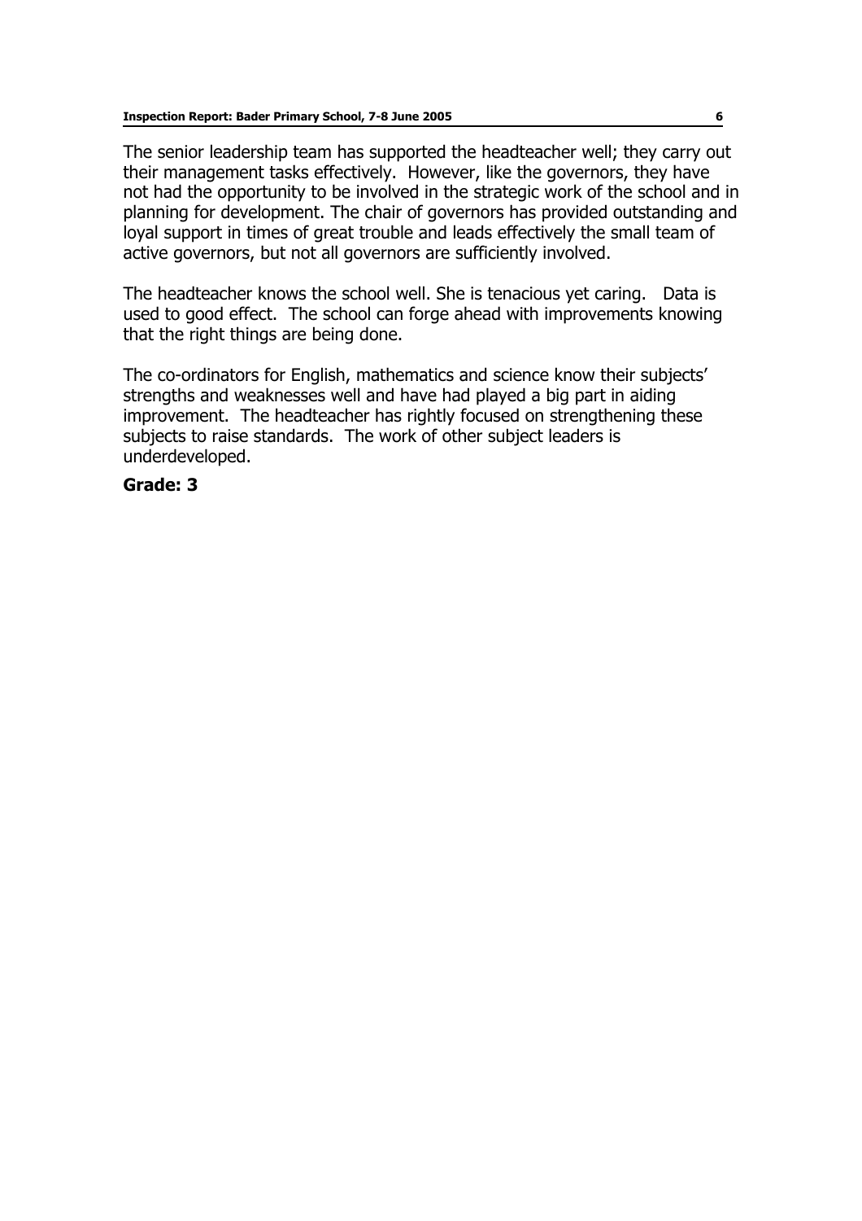The senior leadership team has supported the headteacher well; they carry out their management tasks effectively. However, like the governors, they have not had the opportunity to be involved in the strategic work of the school and in planning for development. The chair of governors has provided outstanding and loyal support in times of great trouble and leads effectively the small team of active governors, but not all governors are sufficiently involved.

The headteacher knows the school well. She is tenacious yet caring. Data is used to good effect. The school can forge ahead with improvements knowing that the right things are being done.

The co-ordinators for English, mathematics and science know their subjects' strengths and weaknesses well and have had played a big part in aiding improvement. The headteacher has rightly focused on strengthening these subjects to raise standards. The work of other subject leaders is underdeveloped.

**Grade: 3**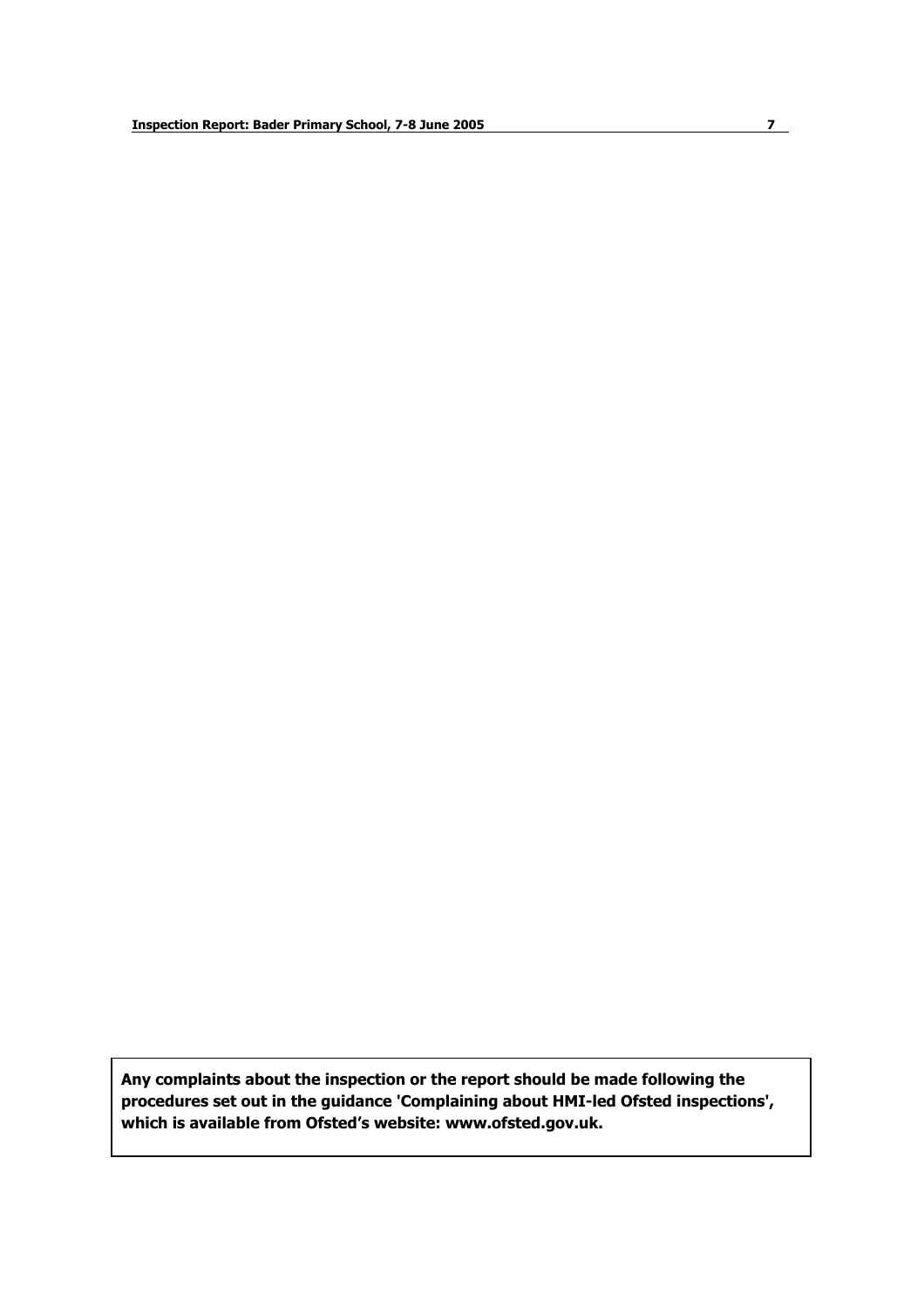**Any complaints about the inspection or the report should be made following the procedures set out in the guidance 'Complaining about HMI-led Ofsted inspections', which is available from Ofsted's website: www.ofsted.gov.uk.**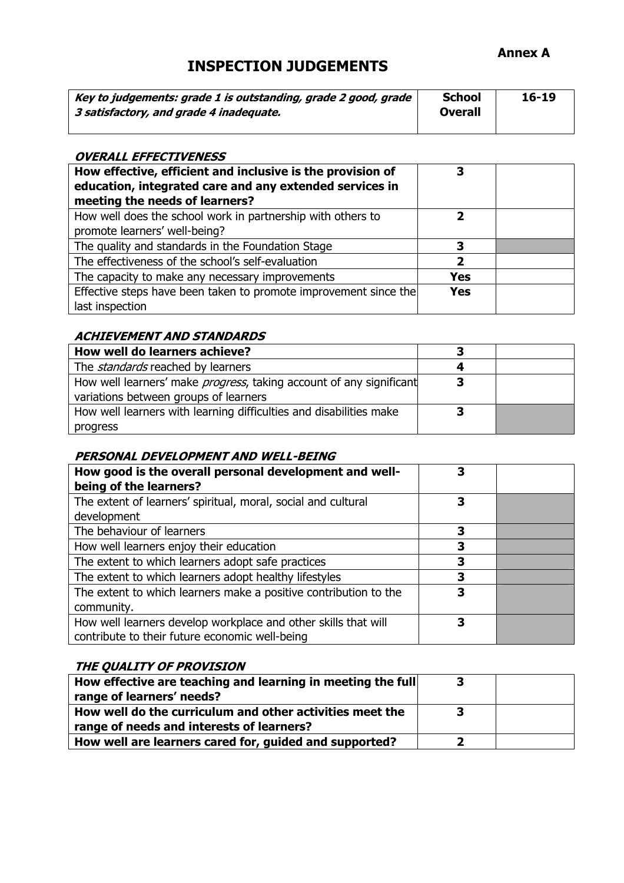**Annex A**

# INSPECTION JUDGEMENTS

| ***Key to judgements: grade 1 is outstanding, grade 2 good, grade 3 satisfactory, and grade 4 inadequate.*** | **School Overall** | **16-19** |
|---|---|---|

### ***OVERALL EFFECTIVENESS***

| | | |
|---|---|---|
| **How effective, efficient and inclusive is the provision of education, integrated care and any extended services in meeting the needs of learners?** | **3** | |
| How well does the school work in partnership with others to promote learners' well-being? | **2** | |
| The quality and standards in the Foundation Stage | **3** | |
| The effectiveness of the school's self-evaluation | **2** | |
| The capacity to make any necessary improvements | **Yes** | |
| Effective steps have been taken to promote improvement since the last inspection | **Yes** | |

### ***ACHIEVEMENT AND STANDARDS***

| | | |
|---|---|---|
| **How well do learners achieve?** | **3** | |
| The *standards* reached by learners | **4** | |
| How well learners' make *progress*, taking account of any significant variations between groups of learners | **3** | |
| How well learners with learning difficulties and disabilities make progress | **3** | |

### ***PERSONAL DEVELOPMENT AND WELL-BEING***

| | | |
|---|---|---|
| **How good is the overall personal development and well-being of the learners?** | **3** | |
| The extent of learners' spiritual, moral, social and cultural development | **3** | |
| The behaviour of learners | **3** | |
| How well learners enjoy their education | **3** | |
| The extent to which learners adopt safe practices | **3** | |
| The extent to which learners adopt healthy lifestyles | **3** | |
| The extent to which learners make a positive contribution to the community. | **3** | |
| How well learners develop workplace and other skills that will contribute to their future economic well-being | **3** | |

### ***THE QUALITY OF PROVISION***

| | | |
|---|---|---|
| **How effective are teaching and learning in meeting the full range of learners' needs?** | **3** | |
| **How well do the curriculum and other activities meet the range of needs and interests of learners?** | **3** | |
| **How well are learners cared for, guided and supported?** | **2** | |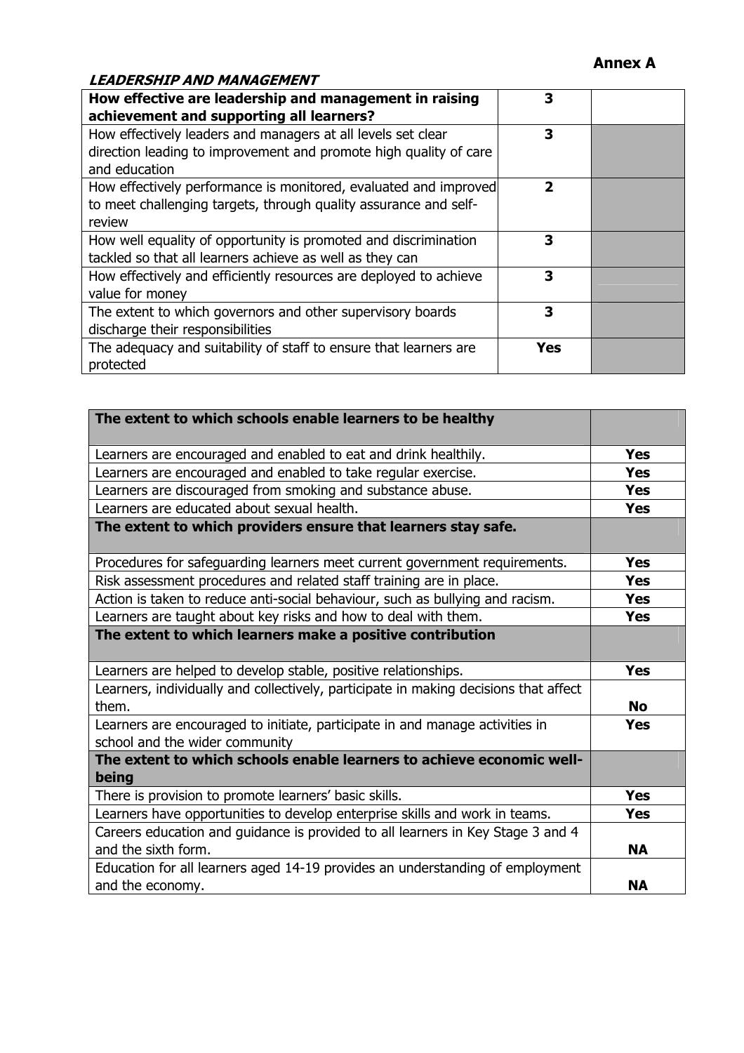**Annex A**

***LEADERSHIP AND MANAGEMENT***

| **How effective are leadership and management in raising achievement and supporting all learners?** | **3** | |
|---|---|---|
| How effectively leaders and managers at all levels set clear direction leading to improvement and promote high quality of care and education | **3** | |
| How effectively performance is monitored, evaluated and improved to meet challenging targets, through quality assurance and self-review | **2** | |
| How well equality of opportunity is promoted and discrimination tackled so that all learners achieve as well as they can | **3** | |
| How effectively and efficiently resources are deployed to achieve value for money | **3** | |
| The extent to which governors and other supervisory boards discharge their responsibilities | **3** | |
| The adequacy and suitability of staff to ensure that learners are protected | **Yes** | |

| **The extent to which schools enable learners to be healthy** | |
|---|---|
| Learners are encouraged and enabled to eat and drink healthily. | **Yes** |
| Learners are encouraged and enabled to take regular exercise. | **Yes** |
| Learners are discouraged from smoking and substance abuse. | **Yes** |
| Learners are educated about sexual health. | **Yes** |
| **The extent to which providers ensure that learners stay safe.** | |
| Procedures for safeguarding learners meet current government requirements. | **Yes** |
| Risk assessment procedures and related staff training are in place. | **Yes** |
| Action is taken to reduce anti-social behaviour, such as bullying and racism. | **Yes** |
| Learners are taught about key risks and how to deal with them. | **Yes** |
| **The extent to which learners make a positive contribution** | |
| Learners are helped to develop stable, positive relationships. | **Yes** |
| Learners, individually and collectively, participate in making decisions that affect them. | **No** |
| Learners are encouraged to initiate, participate in and manage activities in school and the wider community | **Yes** |
| **The extent to which schools enable learners to achieve economic well-being** | |
| There is provision to promote learners' basic skills. | **Yes** |
| Learners have opportunities to develop enterprise skills and work in teams. | **Yes** |
| Careers education and guidance is provided to all learners in Key Stage 3 and 4 and the sixth form. | **NA** |
| Education for all learners aged 14-19 provides an understanding of employment and the economy. | **NA** |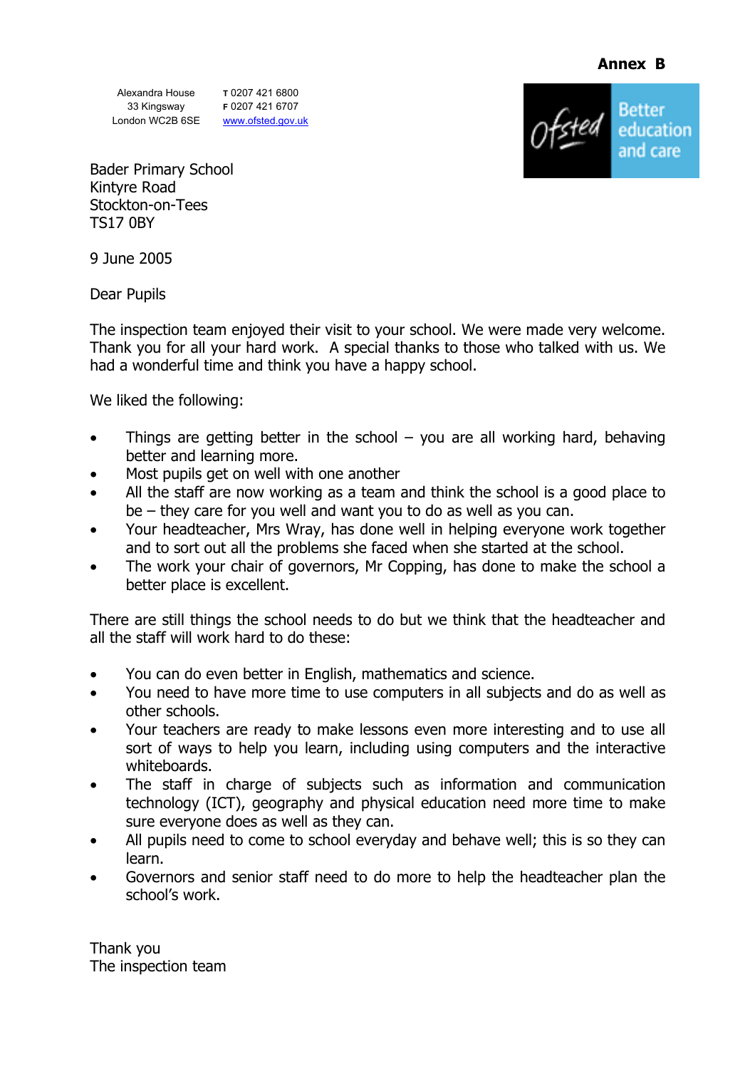**Annex B**

Alexandra House
33 Kingsway
London WC2B 6SE

T 0207 421 6800
F 0207 421 6707
www.ofsted.gov.uk

Ofsted Better education and care

Bader Primary School
Kintyre Road
Stockton-on-Tees
TS17 0BY

9 June 2005

Dear Pupils

The inspection team enjoyed their visit to your school. We were made very welcome. Thank you for all your hard work. A special thanks to those who talked with us. We had a wonderful time and think you have a happy school.

We liked the following:

- Things are getting better in the school – you are all working hard, behaving better and learning more.
- Most pupils get on well with one another
- All the staff are now working as a team and think the school is a good place to be – they care for you well and want you to do as well as you can.
- Your headteacher, Mrs Wray, has done well in helping everyone work together and to sort out all the problems she faced when she started at the school.
- The work your chair of governors, Mr Copping, has done to make the school a better place is excellent.

There are still things the school needs to do but we think that the headteacher and all the staff will work hard to do these:

- You can do even better in English, mathematics and science.
- You need to have more time to use computers in all subjects and do as well as other schools.
- Your teachers are ready to make lessons even more interesting and to use all sort of ways to help you learn, including using computers and the interactive whiteboards.
- The staff in charge of subjects such as information and communication technology (ICT), geography and physical education need more time to make sure everyone does as well as they can.
- All pupils need to come to school everyday and behave well; this is so they can learn.
- Governors and senior staff need to do more to help the headteacher plan the school's work.

Thank you
The inspection team